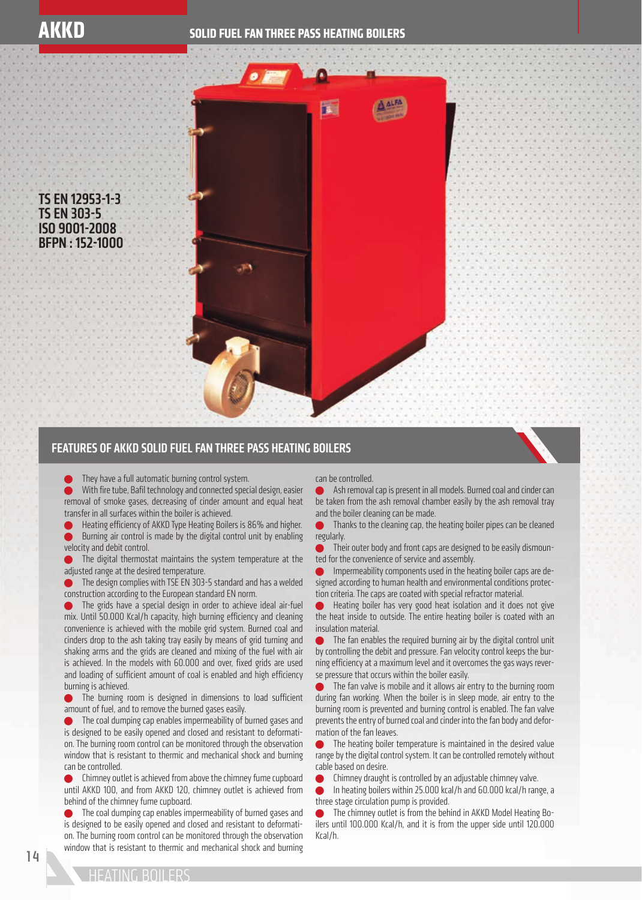# AKKD

## SOLID FUEL FAN THREE PASS HEATING BOILERS

**TS EN 12953-1-3**
**TS EN 303-5**
**ISO 9001-2008**
**BFPN : 152-1000**

## FEATURES OF AKKD SOLID FUEL FAN THREE PASS HEATING BOILERS

- They have a full automatic burning control system.
- With fire tube, Bafil technology and connected special design, easier removal of smoke gases, decreasing of cinder amount and equal heat transfer in all surfaces within the boiler is achieved.
- Heating efficiency of AKKD Type Heating Boilers is 86% and higher.
- Burning air control is made by the digital control unit by enabling velocity and debit control.
- The digital thermostat maintains the system temperature at the adjusted range at the desired temperature.
- The design complies with TSE EN 303-5 standard and has a welded construction according to the European standard EN norm.
- The grids have a special design in order to achieve ideal air-fuel mix. Until 50.000 Kcal/h capacity, high burning efficiency and cleaning convenience is achieved with the mobile grid system. Burned coal and cinders drop to the ash taking tray easily by means of grid turning and shaking arms and the grids are cleaned and mixing of the fuel with air is achieved. In the models with 60.000 and over, fixed grids are used and loading of sufficient amount of coal is enabled and high efficiency burning is achieved.
- The burning room is designed in dimensions to load sufficient amount of fuel, and to remove the burned gases easily.
- The coal dumping cap enables impermeability of burned gases and is designed to be easily opened and closed and resistant to deformation. The burning room control can be monitored through the observation window that is resistant to thermic and mechanical shock and burning can be controlled.
- Chimney outlet is achieved from above the chimney fume cupboard until AKKD 100, and from AKKD 120, chimney outlet is achieved from behind of the chimney fume cupboard.
- The coal dumping cap enables impermeability of burned gases and is designed to be easily opened and closed and resistant to deformation. The burning room control can be monitored through the observation window that is resistant to thermic and mechanical shock and burning can be controlled.
- Ash removal cap is present in all models. Burned coal and cinder can be taken from the ash removal chamber easily by the ash removal tray and the boiler cleaning can be made.
- Thanks to the cleaning cap, the heating boiler pipes can be cleaned regularly.
- Their outer body and front caps are designed to be easily dismounted for the convenience of service and assembly.
- Impermeability components used in the heating boiler caps are designed according to human health and environmental conditions protection criteria. The caps are coated with special refractor material.
- Heating boiler has very good heat isolation and it does not give the heat inside to outside. The entire heating boiler is coated with an insulation material.
- The fan enables the required burning air by the digital control unit by controlling the debit and pressure. Fan velocity control keeps the burning efficiency at a maximum level and it overcomes the gas ways reverse pressure that occurs within the boiler easily.
- The fan valve is mobile and it allows air entry to the burning room during fan working. When the boiler is in sleep mode, air entry to the burning room is prevented and burning control is enabled. The fan valve prevents the entry of burned coal and cinder into the fan body and deformation of the fan leaves.
- The heating boiler temperature is maintained in the desired value range by the digital control system. It can be controlled remotely without cable based on desire.
- Chimney draught is controlled by an adjustable chimney valve.
- In heating boilers within 25.000 kcal/h and 60.000 kcal/h range, a three stage circulation pump is provided.
- The chimney outlet is from the behind in AKKD Model Heating Boilers until 100.000 Kcal/h, and it is from the upper side until 120.000 Kcal/h.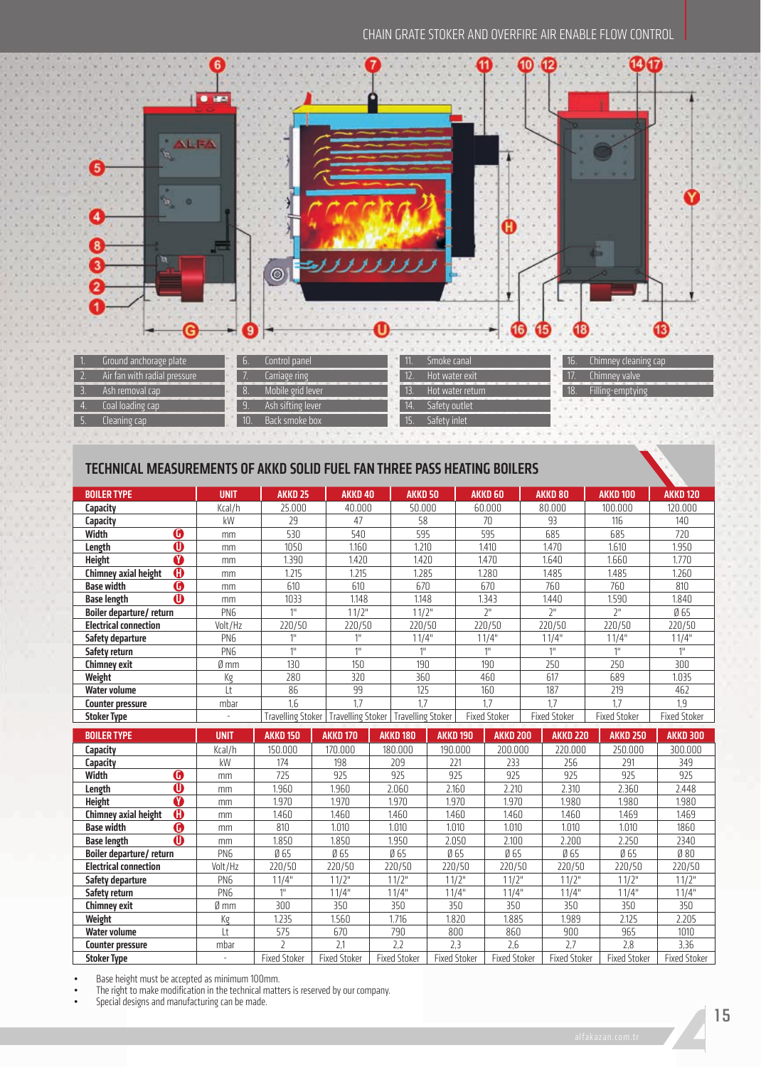## CHAIN GRATE STOKER AND OVERFIRE AIR ENABLE FLOW CONTROL

| | | | |
|---|---|---|---|
| 1. Ground anchorage plate | 6. Control panel | 11. Smoke canal | 16. Chimney cleaning cap |
| 2. Air fan with radial pressure | 7. Carriage ring | 12. Hot water exit | 17. Chimney valve |
| 3. Ash removal cap | 8. Mobile grid lever | 13. Hot water return | 18. Filling-emptying |
| 4. Coal loading cap | 9. Ash sifting lever | 14. Safety outlet | |
| 5. Cleaning cap | 10. Back smoke box | 15. Safety inlet | |

## TECHNICAL MEASUREMENTS OF AKKD SOLID FUEL FAN THREE PASS HEATING BOILERS

| BOILER TYPE | UNIT | AKKD 25 | AKKD 40 | AKKD 50 | AKKD 60 | AKKD 80 | AKKD 100 | AKKD 120 |
|---|---|---|---|---|---|---|---|---|
| Capacity | Kcal/h | 25.000 | 40.000 | 50.000 | 60.000 | 80.000 | 100.000 | 120.000 |
| Capacity | kW | 29 | 47 | 58 | 70 | 93 | 116 | 140 |
| Width G | mm | 530 | 540 | 595 | 595 | 685 | 685 | 720 |
| Length U | mm | 1050 | 1.160 | 1.210 | 1.410 | 1.470 | 1.610 | 1.950 |
| Height Y | mm | 1.390 | 1.420 | 1.420 | 1.470 | 1.640 | 1.660 | 1.770 |
| Chimney axial height H | mm | 1.215 | 1.215 | 1.285 | 1.280 | 1.485 | 1.485 | 1.260 |
| Base width G | mm | 610 | 610 | 670 | 670 | 760 | 760 | 810 |
| Base length U | mm | 1033 | 1.148 | 1.148 | 1.343 | 1.440 | 1.590 | 1.840 |
| Boiler departure/ return | PN6 | 1" | 1 1/2" | 1 1/2" | 2" | 2" | 2" | Ø 65 |
| Electrical connection | Volt/Hz | 220/50 | 220/50 | 220/50 | 220/50 | 220/50 | 220/50 | 220/50 |
| Safety departure | PN6 | 1" | 1" | 1 1/4" | 1 1/4" | 1 1/4" | 1 1/4" | 1 1/4" |
| Safety return | PN6 | 1" | 1" | 1" | 1" | 1" | 1" | 1" |
| Chimney exit | Ø mm | 130 | 150 | 190 | 190 | 250 | 250 | 300 |
| Weight | Kg | 280 | 320 | 360 | 460 | 617 | 689 | 1.035 |
| Water volume | Lt | 86 | 99 | 125 | 160 | 187 | 219 | 462 |
| Counter pressure | mbar | 1,6 | 1,7 | 1,7 | 1,7 | 1,7 | 1,7 | 1,9 |
| Stoker Type | - | Travelling Stoker | Travelling Stoker | Travelling Stoker | Fixed Stoker | Fixed Stoker | Fixed Stoker | Fixed Stoker |

| BOILER TYPE | UNIT | AKKD 150 | AKKD 170 | AKKD 180 | AKKD 190 | AKKD 200 | AKKD 220 | AKKD 250 | AKKD 300 |
|---|---|---|---|---|---|---|---|---|---|
| Capacity | Kcal/h | 150.000 | 170.000 | 180.000 | 190.000 | 200.000 | 220.000 | 250.000 | 300.000 |
| Capacity | kW | 174 | 198 | 209 | 221 | 233 | 256 | 291 | 349 |
| Width G | mm | 725 | 925 | 925 | 925 | 925 | 925 | 925 | 925 |
| Length U | mm | 1.960 | 1.960 | 2.060 | 2.160 | 2.210 | 2.310 | 2.360 | 2.448 |
| Height Y | mm | 1.970 | 1.970 | 1.970 | 1.970 | 1.970 | 1.980 | 1.980 | 1.980 |
| Chimney axial height H | mm | 1.460 | 1.460 | 1.460 | 1.460 | 1.460 | 1.460 | 1.469 | 1.469 |
| Base width G | mm | 810 | 1.010 | 1.010 | 1.010 | 1.010 | 1.010 | 1.010 | 1860 |
| Base length U | mm | 1.850 | 1.850 | 1.950 | 2.050 | 2.100 | 2.200 | 2.250 | 2340 |
| Boiler departure/ return | PN6 | Ø 65 | Ø 65 | Ø 65 | Ø 65 | Ø 65 | Ø 65 | Ø 65 | Ø 80 |
| Electrical connection | Volt/Hz | 220/50 | 220/50 | 220/50 | 220/50 | 220/50 | 220/50 | 220/50 | 220/50 |
| Safety departure | PN6 | 1 1/4" | 1 1/2" | 1 1/2" | 1 1/2" | 1 1/2" | 1 1/2" | 1 1/2" | 1 1/2" |
| Safety return | PN6 | 1" | 1 1/4" | 1 1/4" | 1 1/4" | 1 1/4" | 1 1/4" | 1 1/4" | 1 1/4" |
| Chimney exit | Ø mm | 300 | 350 | 350 | 350 | 350 | 350 | 350 | 350 |
| Weight | Kg | 1.235 | 1.560 | 1.716 | 1.820 | 1.885 | 1.989 | 2.125 | 2.205 |
| Water volume | Lt | 575 | 670 | 790 | 800 | 860 | 900 | 965 | 1010 |
| Counter pressure | mbar | 2 | 2,1 | 2,2 | 2,3 | 2,6 | 2,7 | 2,8 | 3,36 |
| Stoker Type | - | Fixed Stoker | Fixed Stoker | Fixed Stoker | Fixed Stoker | Fixed Stoker | Fixed Stoker | Fixed Stoker | Fixed Stoker |

- Base height must be accepted as minimum 100mm.
- The right to make modification in the technical matters is reserved by our company.
- Special designs and manufacturing can be made.